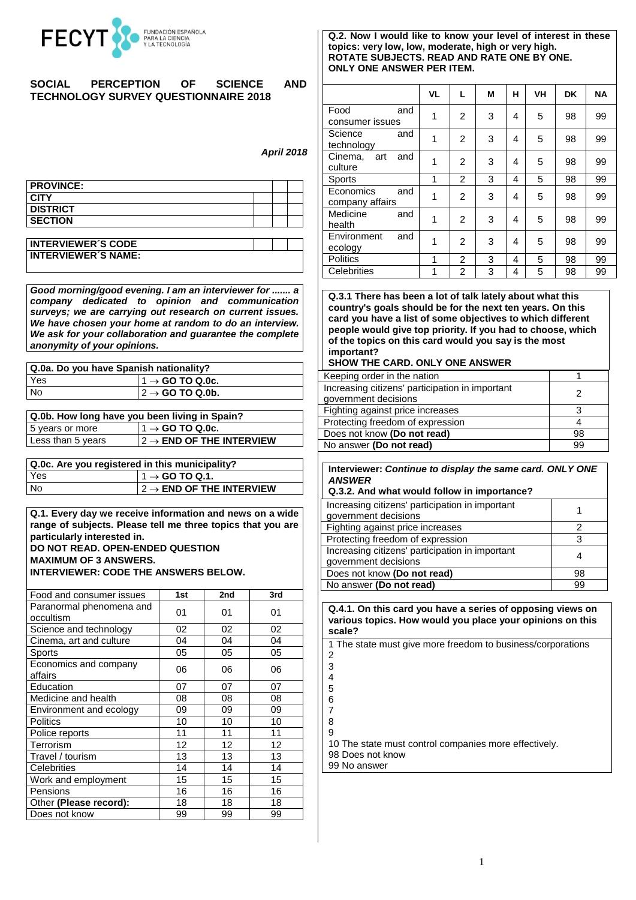FECYT FUNDACIÓN ESPAÑOLA PARA LA CIENCIA Y LA TECNOLOGÍA

# SOCIAL PERCEPTION OF SCIENCE AND TECHNOLOGY SURVEY QUESTIONNAIRE 2018

***April 2018***

| | | | |
|---|---|---|---|
| **PROVINCE:** | | | |
| **CITY** | | | |
| **DISTRICT** | | | |
| **SECTION** | | | |

| | | | |
|---|---|---|---|
| **INTERVIEWER´S CODE** | | | |
| **INTERVIEWER´S NAME:** | | | |

***Good morning/good evening. I am an interviewer for ....... a company dedicated to opinion and communication surveys; we are carrying out research on current issues. We have chosen your home at random to do an interview. We ask for your collaboration and guarantee the complete anonymity of your opinions.***

| **Q.0a. Do you have Spanish nationality?** | |
|---|---|
| Yes | 1 → **GO TO Q.0c.** |
| No | 2 → **GO TO Q.0b.** |

| **Q.0b. How long have you been living in Spain?** | |
|---|---|
| 5 years or more | 1 → **GO TO Q.0c.** |
| Less than 5 years | 2 → **END OF THE INTERVIEW** |

| **Q.0c. Are you registered in this municipality?** | |
|---|---|
| Yes | 1 → **GO TO Q.1.** |
| No | 2 → **END OF THE INTERVIEW** |

**Q.1. Every day we receive information and news on a wide range of subjects. Please tell me three topics that you are particularly interested in.**
**DO NOT READ. OPEN-ENDED QUESTION**
**MAXIMUM OF 3 ANSWERS.**
**INTERVIEWER: CODE THE ANSWERS BELOW.**

| Food and consumer issues | 1st | 2nd | 3rd |
|---|---|---|---|
| Paranormal phenomena and occultism | 01 | 01 | 01 |
| Science and technology | 02 | 02 | 02 |
| Cinema, art and culture | 04 | 04 | 04 |
| Sports | 05 | 05 | 05 |
| Economics and company affairs | 06 | 06 | 06 |
| Education | 07 | 07 | 07 |
| Medicine and health | 08 | 08 | 08 |
| Environment and ecology | 09 | 09 | 09 |
| Politics | 10 | 10 | 10 |
| Police reports | 11 | 11 | 11 |
| Terrorism | 12 | 12 | 12 |
| Travel / tourism | 13 | 13 | 13 |
| Celebrities | 14 | 14 | 14 |
| Work and employment | 15 | 15 | 15 |
| Pensions | 16 | 16 | 16 |
| Other **(Please record):** | 18 | 18 | 18 |
| Does not know | 99 | 99 | 99 |

**Q.2. Now I would like to know your level of interest in these topics: very low, low, moderate, high or very high.**
**ROTATE SUBJECTS. READ AND RATE ONE BY ONE.**
**ONLY ONE ANSWER PER ITEM.**

| | VL | L | M | H | VH | DK | NA |
|---|---|---|---|---|---|---|---|
| Food and consumer issues | 1 | 2 | 3 | 4 | 5 | 98 | 99 |
| Science and technology | 1 | 2 | 3 | 4 | 5 | 98 | 99 |
| Cinema, art and culture | 1 | 2 | 3 | 4 | 5 | 98 | 99 |
| Sports | 1 | 2 | 3 | 4 | 5 | 98 | 99 |
| Economics and company affairs | 1 | 2 | 3 | 4 | 5 | 98 | 99 |
| Medicine and health | 1 | 2 | 3 | 4 | 5 | 98 | 99 |
| Environment and ecology | 1 | 2 | 3 | 4 | 5 | 98 | 99 |
| Politics | 1 | 2 | 3 | 4 | 5 | 98 | 99 |
| Celebrities | 1 | 2 | 3 | 4 | 5 | 98 | 99 |

**Q.3.1 There has been a lot of talk lately about what this country's goals should be for the next ten years. On this card you have a list of some objectives to which different people would give top priority. If you had to choose, which of the topics on this card would you say is the most important?**
**SHOW THE CARD. ONLY ONE ANSWER**

| | |
|---|---|
| Keeping order in the nation | 1 |
| Increasing citizens' participation in important government decisions | 2 |
| Fighting against price increases | 3 |
| Protecting freedom of expression | 4 |
| Does not know **(Do not read)** | 98 |
| No answer **(Do not read)** | 99 |

**Interviewer:** ***Continue to display the same card. ONLY ONE ANSWER***
**Q.3.2. And what would follow in importance?**

| | |
|---|---|
| Increasing citizens' participation in important government decisions | 1 |
| Fighting against price increases | 2 |
| Protecting freedom of expression | 3 |
| Increasing citizens' participation in important government decisions | 4 |
| Does not know **(Do not read)** | 98 |
| No answer **(Do not read)** | 99 |

**Q.4.1. On this card you have a series of opposing views on various topics. How would you place your opinions on this scale?**

1 The state must give more freedom to business/corporations
2
3
4
5
6
7
8
9
10 The state must control companies more effectively.
98 Does not know
99 No answer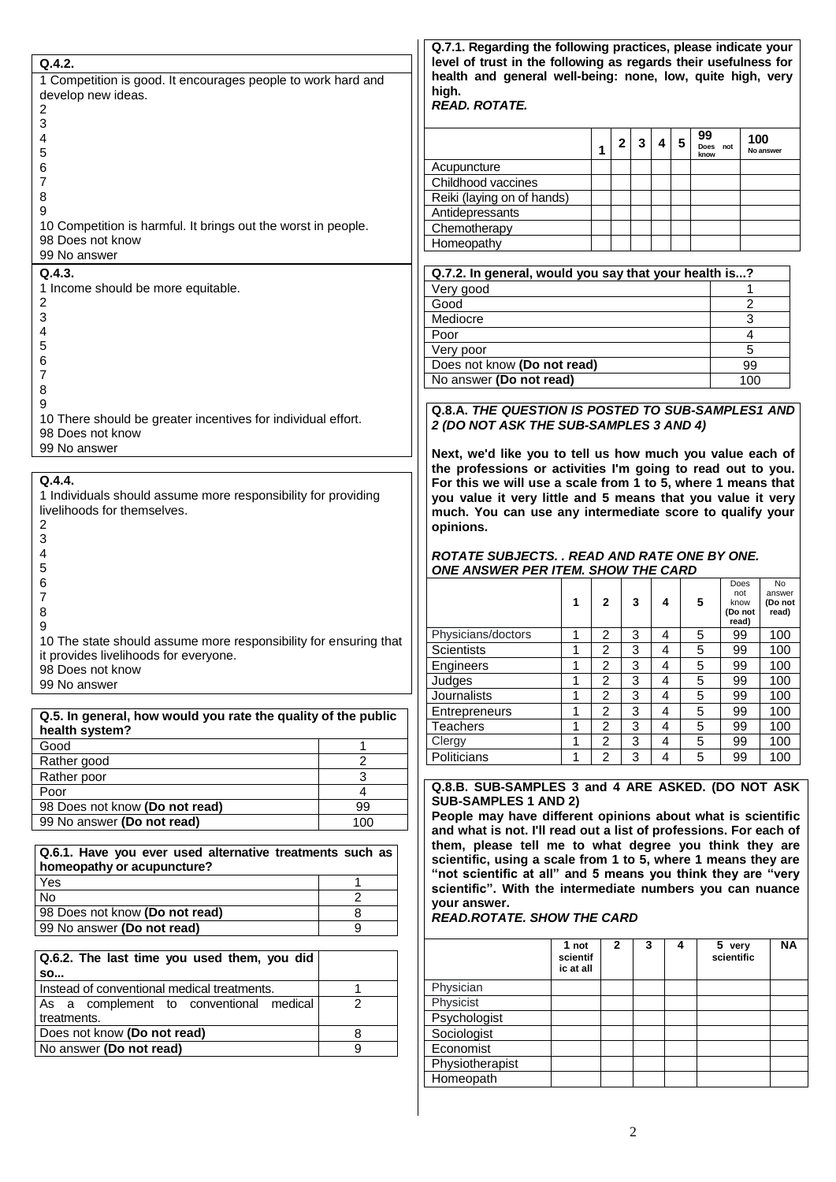**Q.4.2.**

1 Competition is good. It encourages people to work hard and develop new ideas.
2
3
4
5
6
7
8
9
10 Competition is harmful. It brings out the worst in people.
98 Does not know
99 No answer

**Q.4.3.**

1 Income should be more equitable.
2
3
4
5
6
7
8
9
10 There should be greater incentives for individual effort.
98 Does not know
99 No answer

**Q.4.4.**

1 Individuals should assume more responsibility for providing livelihoods for themselves.
2
3
4
5
6
7
8
9
10 The state should assume more responsibility for ensuring that it provides livelihoods for everyone.
98 Does not know
99 No answer

| **Q.5. In general, how would you rate the quality of the public health system?** | |
|---|---|
| Good | 1 |
| Rather good | 2 |
| Rather poor | 3 |
| Poor | 4 |
| 98 Does not know **(Do not read)** | 99 |
| 99 No answer **(Do not read)** | 100 |

| **Q.6.1. Have you ever used alternative treatments such as homeopathy or acupuncture?** | |
|---|---|
| Yes | 1 |
| No | 2 |
| 98 Does not know **(Do not read)** | 8 |
| 99 No answer **(Do not read)** | 9 |

| **Q.6.2. The last time you used them, you did so...** | |
|---|---|
| Instead of conventional medical treatments. | 1 |
| As a complement to conventional medical treatments. | 2 |
| Does not know **(Do not read)** | 8 |
| No answer **(Do not read)** | 9 |

**Q.7.1. Regarding the following practices, please indicate your level of trust in the following as regards their usefulness for health and general well-being: none, low, quite high, very high.**
***READ. ROTATE.***

| | 1 | 2 | 3 | 4 | 5 | 99 Does not know | 100 No answer |
|---|---|---|---|---|---|---|---|
| Acupuncture | | | | | | | |
| Childhood vaccines | | | | | | | |
| Reiki (laying on of hands) | | | | | | | |
| Antidepressants | | | | | | | |
| Chemotherapy | | | | | | | |
| Homeopathy | | | | | | | |

| **Q.7.2. In general, would you say that your health is...?** | |
|---|---|
| Very good | 1 |
| Good | 2 |
| Mediocre | 3 |
| Poor | 4 |
| Very poor | 5 |
| Does not know **(Do not read)** | 99 |
| No answer **(Do not read)** | 100 |

**Q.8.A. *THE QUESTION IS POSTED TO SUB-SAMPLES1 AND 2 (DO NOT ASK THE SUB-SAMPLES 3 AND 4)***

**Next, we'd like you to tell us how much you value each of the professions or activities I'm going to read out to you. For this we will use a scale from 1 to 5, where 1 means that you value it very little and 5 means that you value it very much. You can use any intermediate score to qualify your opinions.**

***ROTATE SUBJECTS. . READ AND RATE ONE BY ONE. ONE ANSWER PER ITEM. SHOW THE CARD***

| | 1 | 2 | 3 | 4 | 5 | Does not know (Do not read) | No answer (Do not read) |
|---|---|---|---|---|---|---|---|
| Physicians/doctors | 1 | 2 | 3 | 4 | 5 | 99 | 100 |
| Scientists | 1 | 2 | 3 | 4 | 5 | 99 | 100 |
| Engineers | 1 | 2 | 3 | 4 | 5 | 99 | 100 |
| Judges | 1 | 2 | 3 | 4 | 5 | 99 | 100 |
| Journalists | 1 | 2 | 3 | 4 | 5 | 99 | 100 |
| Entrepreneurs | 1 | 2 | 3 | 4 | 5 | 99 | 100 |
| Teachers | 1 | 2 | 3 | 4 | 5 | 99 | 100 |
| Clergy | 1 | 2 | 3 | 4 | 5 | 99 | 100 |
| Politicians | 1 | 2 | 3 | 4 | 5 | 99 | 100 |

**Q.8.B. SUB-SAMPLES 3 and 4 ARE ASKED. (DO NOT ASK SUB-SAMPLES 1 AND 2)**
**People may have different opinions about what is scientific and what is not. I'll read out a list of professions. For each of them, please tell me to what degree you think they are scientific, using a scale from 1 to 5, where 1 means they are "not scientific at all" and 5 means you think they are "very scientific". With the intermediate numbers you can nuance your answer.**
***READ.ROTATE. SHOW THE CARD***

| | 1 not scientific at all | 2 | 3 | 4 | 5 very scientific | NA |
|---|---|---|---|---|---|---|
| Physician | | | | | | |
| Physicist | | | | | | |
| Psychologist | | | | | | |
| Sociologist | | | | | | |
| Economist | | | | | | |
| Physiotherapist | | | | | | |
| Homeopath | | | | | | |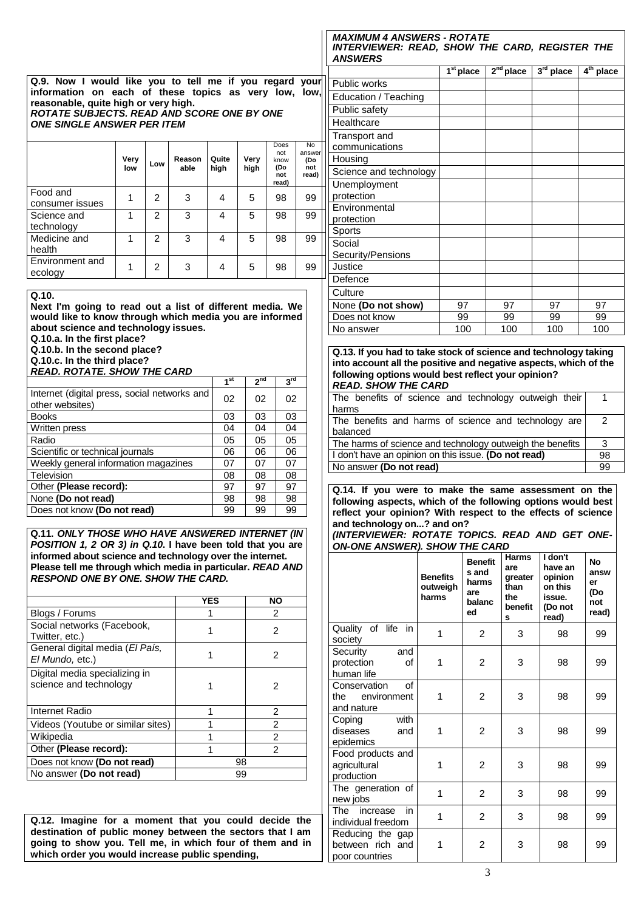**Q.9. Now I would like you to tell me if you regard your information on each of these topics as very low, low, reasonable, quite high or very high.**
***ROTATE SUBJECTS. READ AND SCORE ONE BY ONE ONE SINGLE ANSWER PER ITEM***

| | Very low | Low | Reasonable | Quite high | Very high | Does not know (Do not read) | No answer (Do not read) |
|---|---|---|---|---|---|---|---|
| Food and consumer issues | 1 | 2 | 3 | 4 | 5 | 98 | 99 |
| Science and technology | 1 | 2 | 3 | 4 | 5 | 98 | 99 |
| Medicine and health | 1 | 2 | 3 | 4 | 5 | 98 | 99 |
| Environment and ecology | 1 | 2 | 3 | 4 | 5 | 98 | 99 |

**Q.10.**
**Next I'm going to read out a list of different media. We would like to know through which media you are informed about science and technology issues.**
**Q.10.a. In the first place?**
**Q.10.b. In the second place?**
**Q.10.c. In the third place?**
***READ. ROTATE. SHOW THE CARD***

| | 1st | 2nd | 3rd |
|---|---|---|---|
| Internet (digital press, social networks and other websites) | 02 | 02 | 02 |
| Books | 03 | 03 | 03 |
| Written press | 04 | 04 | 04 |
| Radio | 05 | 05 | 05 |
| Scientific or technical journals | 06 | 06 | 06 |
| Weekly general information magazines | 07 | 07 | 07 |
| Television | 08 | 08 | 08 |
| Other **(Please record):** | 97 | 97 | 97 |
| None **(Do not read)** | 98 | 98 | 98 |
| Does not know **(Do not read)** | 99 | 99 | 99 |

**Q.11. *ONLY THOSE WHO HAVE ANSWERED INTERNET (IN POSITION 1, 2 OR 3) in Q.10.* I have been told that you are informed about science and technology over the internet. Please tell me through which media in particular. *READ AND RESPOND ONE BY ONE. SHOW THE CARD.***

| | YES | NO |
|---|---|---|
| Blogs / Forums | 1 | 2 |
| Social networks (Facebook, Twitter, etc.) | 1 | 2 |
| General digital media (*El País, El Mundo,* etc.) | 1 | 2 |
| Digital media specializing in science and technology | 1 | 2 |
| Internet Radio | 1 | 2 |
| Videos (Youtube or similar sites) | 1 | 2 |
| Wikipedia | 1 | 2 |
| Other **(Please record):** | 1 | 2 |
| Does not know **(Do not read)** | 98 | |
| No answer **(Do not read)** | 99 | |

**Q.12. Imagine for a moment that you could decide the destination of public money between the sectors that I am going to show you. Tell me, in which four of them and in which order you would increase public spending,**

***MAXIMUM 4 ANSWERS - ROTATE***
***INTERVIEWER: READ, SHOW THE CARD, REGISTER THE ANSWERS***

| | 1st place | 2nd place | 3rd place | 4th place |
|---|---|---|---|---|
| Public works | | | | |
| Education / Teaching | | | | |
| Public safety | | | | |
| Healthcare | | | | |
| Transport and communications | | | | |
| Housing | | | | |
| Science and technology | | | | |
| Unemployment protection | | | | |
| Environmental protection | | | | |
| Sports | | | | |
| Social Security/Pensions | | | | |
| Justice | | | | |
| Defence | | | | |
| Culture | | | | |
| None **(Do not show)** | 97 | 97 | 97 | 97 |
| Does not know | 99 | 99 | 99 | 99 |
| No answer | 100 | 100 | 100 | 100 |

**Q.13. If you had to take stock of science and technology taking into account all the positive and negative aspects, which of the following options would best reflect your opinion?**
***READ. SHOW THE CARD***

| | |
|---|---|
| The benefits of science and technology outweigh their harms | 1 |
| The benefits and harms of science and technology are balanced | 2 |
| The harms of science and technology outweigh the benefits | 3 |
| I don't have an opinion on this issue. **(Do not read)** | 98 |
| No answer **(Do not read)** | 99 |

**Q.14. If you were to make the same assessment on the following aspects, which of the following options would best reflect your opinion? With respect to the effects of science and technology on...? and on?**
***(INTERVIEWER: ROTATE TOPICS. READ AND GET ONE-ON-ONE ANSWER). SHOW THE CARD***

| | Benefits outweigh harms | Benefits and harms are balanced | Harms are greater than the benefits | I don't have an opinion on this issue. (Do not read) | No answer (Do not read) |
|---|---|---|---|---|---|
| Quality of life in society | 1 | 2 | 3 | 98 | 99 |
| Security and protection of human life | 1 | 2 | 3 | 98 | 99 |
| Conservation of the environment and nature | 1 | 2 | 3 | 98 | 99 |
| Coping with diseases and epidemics | 1 | 2 | 3 | 98 | 99 |
| Food products and agricultural production | 1 | 2 | 3 | 98 | 99 |
| The generation of new jobs | 1 | 2 | 3 | 98 | 99 |
| The increase in individual freedom | 1 | 2 | 3 | 98 | 99 |
| Reducing the gap between rich and poor countries | 1 | 2 | 3 | 98 | 99 |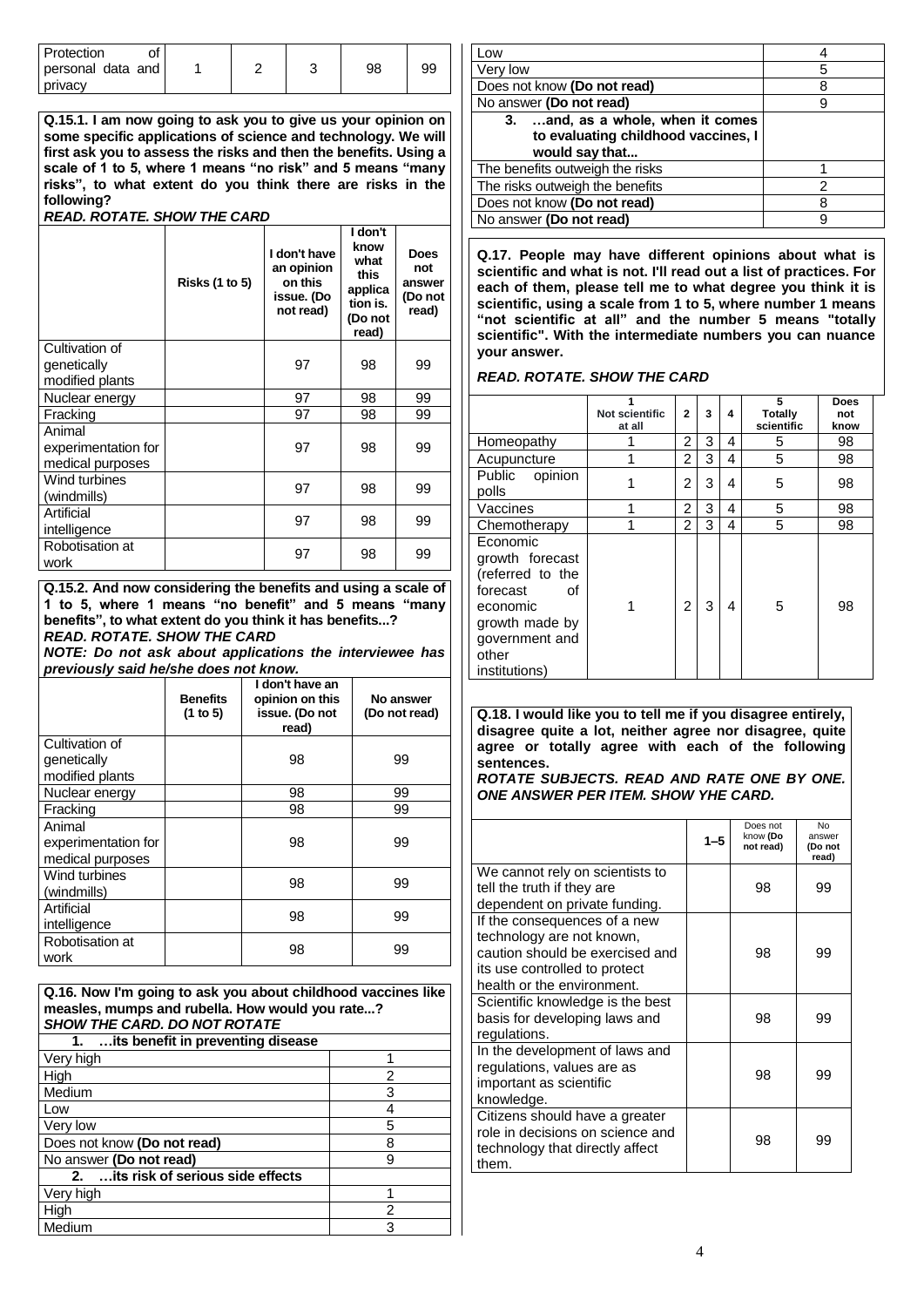| | | | | | |
|---|---|---|---|---|---|
| Protection of personal data and privacy | 1 | 2 | 3 | 98 | 99 |

**Q.15.1. I am now going to ask you to give us your opinion on some specific applications of science and technology. We will first ask you to assess the risks and then the benefits. Using a scale of 1 to 5, where 1 means "no risk" and 5 means "many risks", to what extent do you think there are risks in the following?**
***READ. ROTATE. SHOW THE CARD***

| | Risks (1 to 5) | I don't have an opinion on this issue. (Do not read) | I don't know what this application is. (Do not read) | Does not answer (Do not read) |
|---|---|---|---|---|
| Cultivation of genetically modified plants | | 97 | 98 | 99 |
| Nuclear energy | | 97 | 98 | 99 |
| Fracking | | 97 | 98 | 99 |
| Animal experimentation for medical purposes | | 97 | 98 | 99 |
| Wind turbines (windmills) | | 97 | 98 | 99 |
| Artificial intelligence | | 97 | 98 | 99 |
| Robotisation at work | | 97 | 98 | 99 |

**Q.15.2. And now considering the benefits and using a scale of 1 to 5, where 1 means "no benefit" and 5 means "many benefits", to what extent do you think it has benefits...?**
***READ. ROTATE. SHOW THE CARD***
***NOTE: Do not ask about applications the interviewee has previously said he/she does not know.***

| | Benefits (1 to 5) | I don't have an opinion on this issue. (Do not read) | No answer (Do not read) |
|---|---|---|---|
| Cultivation of genetically modified plants | | 98 | 99 |
| Nuclear energy | | 98 | 99 |
| Fracking | | 98 | 99 |
| Animal experimentation for medical purposes | | 98 | 99 |
| Wind turbines (windmills) | | 98 | 99 |
| Artificial intelligence | | 98 | 99 |
| Robotisation at work | | 98 | 99 |

**Q.16. Now I'm going to ask you about childhood vaccines like measles, mumps and rubella. How would you rate...?**
***SHOW THE CARD. DO NOT ROTATE***

| | |
|---|---|
| **1. …its benefit in preventing disease** | |
| Very high | 1 |
| High | 2 |
| Medium | 3 |
| Low | 4 |
| Very low | 5 |
| Does not know **(Do not read)** | 8 |
| No answer **(Do not read)** | 9 |
| **2. …its risk of serious side effects** | |
| Very high | 1 |
| High | 2 |
| Medium | 3 |
| Low | 4 |
| Very low | 5 |
| Does not know **(Do not read)** | 8 |
| No answer **(Do not read)** | 9 |
| **3. …and, as a whole, when it comes to evaluating childhood vaccines, I would say that...** | |
| The benefits outweigh the risks | 1 |
| The risks outweigh the benefits | 2 |
| Does not know **(Do not read)** | 8 |
| No answer **(Do not read)** | 9 |

**Q.17. People may have different opinions about what is scientific and what is not. I'll read out a list of practices. For each of them, please tell me to what degree you think it is scientific, using a scale from 1 to 5, where number 1 means "not scientific at all" and the number 5 means "totally scientific". With the intermediate numbers you can nuance your answer.**

***READ. ROTATE. SHOW THE CARD***

| | 1 Not scientific at all | 2 | 3 | 4 | 5 Totally scientific | Does not know |
|---|---|---|---|---|---|---|
| Homeopathy | 1 | 2 | 3 | 4 | 5 | 98 |
| Acupuncture | 1 | 2 | 3 | 4 | 5 | 98 |
| Public opinion polls | 1 | 2 | 3 | 4 | 5 | 98 |
| Vaccines | 1 | 2 | 3 | 4 | 5 | 98 |
| Chemotherapy | 1 | 2 | 3 | 4 | 5 | 98 |
| Economic growth forecast (referred to the forecast of economic growth made by government and other institutions) | 1 | 2 | 3 | 4 | 5 | 98 |

**Q.18. I would like you to tell me if you disagree entirely, disagree quite a lot, neither agree nor disagree, quite agree or totally agree with each of the following sentences.**
***ROTATE SUBJECTS. READ AND RATE ONE BY ONE. ONE ANSWER PER ITEM. SHOW YHE CARD.***

| | 1–5 | Does not know (Do not read) | No answer (Do not read) |
|---|---|---|---|
| We cannot rely on scientists to tell the truth if they are dependent on private funding. | | 98 | 99 |
| If the consequences of a new technology are not known, caution should be exercised and its use controlled to protect health or the environment. | | 98 | 99 |
| Scientific knowledge is the best basis for developing laws and regulations. | | 98 | 99 |
| In the development of laws and regulations, values are as important as scientific knowledge. | | 98 | 99 |
| Citizens should have a greater role in decisions on science and technology that directly affect them. | | 98 | 99 |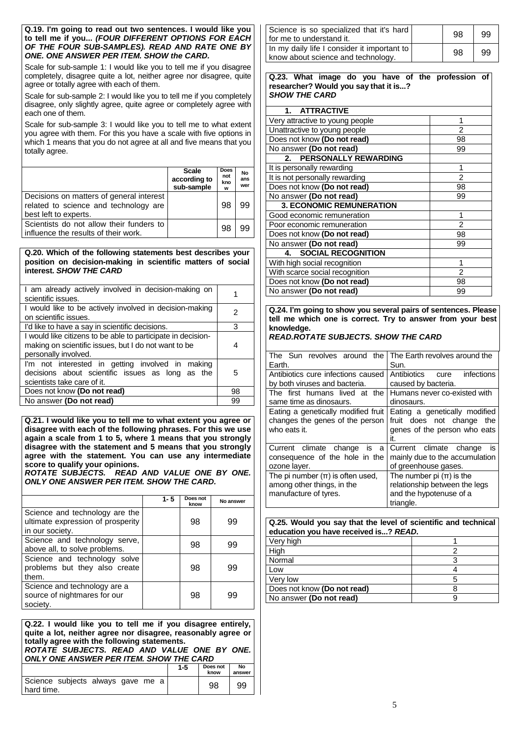**Q.19. I'm going to read out two sentences. I would like you to tell me if you...** ***(FOUR DIFFERENT OPTIONS FOR EACH OF THE FOUR SUB-SAMPLES). READ AND RATE ONE BY ONE. ONE ANSWER PER ITEM. SHOW the CARD.***

Scale for sub-sample 1: I would like you to tell me if you disagree completely, disagree quite a lot, neither agree nor disagree, quite agree or totally agree with each of them.

Scale for sub-sample 2: I would like you to tell me if you completely disagree, only slightly agree, quite agree or completely agree with each one of them.

Scale for sub-sample 3: I would like you to tell me to what extent you agree with them. For this you have a scale with five options in which 1 means that you do not agree at all and five means that you totally agree.

| | Scale according to sub-sample | Does not know | No answer |
|---|---|---|---|
| Decisions on matters of general interest related to science and technology are best left to experts. | | 98 | 99 |
| Scientists do not allow their funders to influence the results of their work. | | 98 | 99 |

**Q.20. Which of the following statements best describes your position on decision-making in scientific matters of social interest.** ***SHOW THE CARD***

| | |
|---|---|
| I am already actively involved in decision-making on scientific issues. | 1 |
| I would like to be actively involved in decision-making on scientific issues. | 2 |
| I'd like to have a say in scientific decisions. | 3 |
| I would like citizens to be able to participate in decision-making on scientific issues, but I do not want to be personally involved. | 4 |
| I'm not interested in getting involved in making decisions about scientific issues as long as the scientists take care of it. | 5 |
| Does not know **(Do not read)** | 98 |
| No answer **(Do not read)** | 99 |

**Q.21. I would like you to tell me to what extent you agree or disagree with each of the following phrases. For this we use again a scale from 1 to 5, where 1 means that you strongly disagree with the statement and 5 means that you strongly agree with the statement. You can use any intermediate score to qualify your opinions.**
***ROTATE SUBJECTS. READ AND VALUE ONE BY ONE. ONLY ONE ANSWER PER ITEM. SHOW THE CARD.***

| | 1- 5 | Does not know | No answer |
|---|---|---|---|
| Science and technology are the ultimate expression of prosperity in our society. | | 98 | 99 |
| Science and technology serve, above all, to solve problems. | | 98 | 99 |
| Science and technology solve problems but they also create them. | | 98 | 99 |
| Science and technology are a source of nightmares for our society. | | 98 | 99 |

**Q.22. I would like you to tell me if you disagree entirely, quite a lot, neither agree nor disagree, reasonably agree or totally agree with the following statements.**
***ROTATE SUBJECTS. READ AND VALUE ONE BY ONE. ONLY ONE ANSWER PER ITEM. SHOW THE CARD***

| | 1-5 | Does not know | No answer |
|---|---|---|---|
| Science subjects always gave me a hard time. | | 98 | 99 |
| Science is so specialized that it's hard for me to understand it. | | 98 | 99 |
| In my daily life I consider it important to know about science and technology. | | 98 | 99 |

**Q.23. What image do you have of the profession of researcher? Would you say that it is...?**
***SHOW THE CARD***

| | |
|---|---|
| **1. ATTRACTIVE** | |
| Very attractive to young people | 1 |
| Unattractive to young people | 2 |
| Does not know **(Do not read)** | 98 |
| No answer **(Do not read)** | 99 |
| **2. PERSONALLY REWARDING** | |
| It is personally rewarding | 1 |
| It is not personally rewarding | 2 |
| Does not know **(Do not read)** | 98 |
| No answer **(Do not read)** | 99 |
| **3. ECONOMIC REMUNERATION** | |
| Good economic remuneration | 1 |
| Poor economic remuneration | 2 |
| Does not know **(Do not read)** | 98 |
| No answer **(Do not read)** | 99 |
| **4. SOCIAL RECOGNITION** | |
| With high social recognition | 1 |
| With scarce social recognition | 2 |
| Does not know **(Do not read)** | 98 |
| No answer **(Do not read)** | 99 |

**Q.24. I'm going to show you several pairs of sentences. Please tell me which one is correct. Try to answer from your best knowledge.**
***READ.ROTATE SUBJECTS. SHOW THE CARD***

| | |
|---|---|
| The Sun revolves around the Earth. | The Earth revolves around the Sun. |
| Antibiotics cure infections caused by both viruses and bacteria. | Antibiotics cure infections caused by bacteria. |
| The first humans lived at the same time as dinosaurs. | Humans never co-existed with dinosaurs. |
| Eating a genetically modified fruit changes the genes of the person who eats it. | Eating a genetically modified fruit does not change the genes of the person who eats it. |
| Current climate change is a consequence of the hole in the ozone layer. | Current climate change is mainly due to the accumulation of greenhouse gases. |
| The pi number ($\pi$) is often used, among other things, in the manufacture of tyres. | The number pi ($\pi$) is the relationship between the legs and the hypotenuse of a triangle. |

**Q.25. Would you say that the level of scientific and technical education you have received is...?** ***READ.***

| | |
|---|---|
| Very high | 1 |
| High | 2 |
| Normal | 3 |
| Low | 4 |
| Very low | 5 |
| Does not know **(Do not read)** | 8 |
| No answer **(Do not read)** | 9 |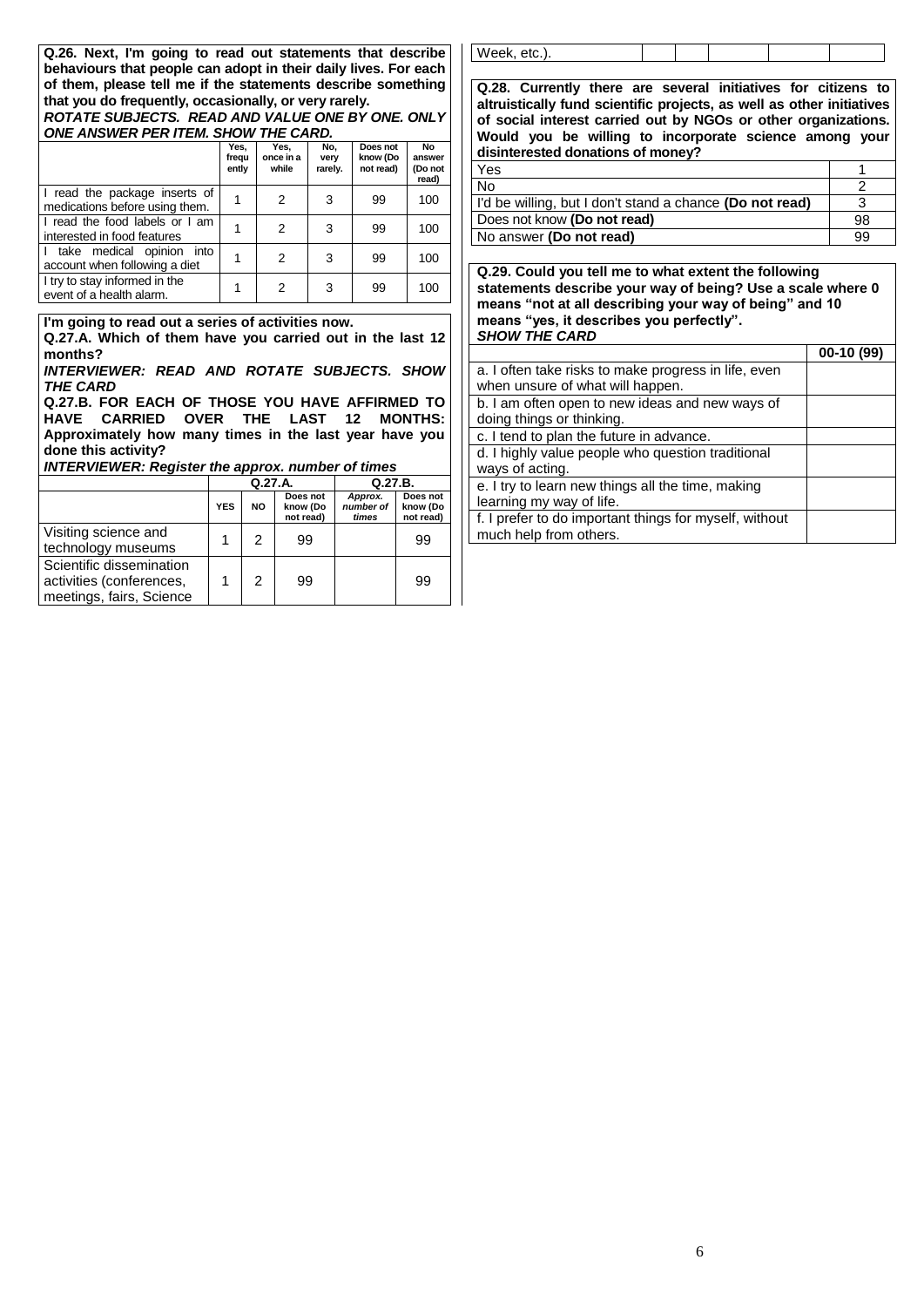**Q.26. Next, I'm going to read out statements that describe behaviours that people can adopt in their daily lives. For each of them, please tell me if the statements describe something that you do frequently, occasionally, or very rarely.**
***ROTATE SUBJECTS. READ AND VALUE ONE BY ONE. ONLY ONE ANSWER PER ITEM. SHOW THE CARD.***

| | Yes, frequently | Yes, once in a while | No, very rarely. | Does not know (Do not read) | No answer (Do not read) |
|---|---|---|---|---|---|
| I read the package inserts of medications before using them. | 1 | 2 | 3 | 99 | 100 |
| I read the food labels or I am interested in food features | 1 | 2 | 3 | 99 | 100 |
| I take medical opinion into account when following a diet | 1 | 2 | 3 | 99 | 100 |
| I try to stay informed in the event of a health alarm. | 1 | 2 | 3 | 99 | 100 |

**I'm going to read out a series of activities now.**
**Q.27.A. Which of them have you carried out in the last 12 months?**
***INTERVIEWER: READ AND ROTATE SUBJECTS. SHOW THE CARD***
**Q.27.B. FOR EACH OF THOSE YOU HAVE AFFIRMED TO HAVE CARRIED OVER THE LAST 12 MONTHS: Approximately how many times in the last year have you done this activity?**
***INTERVIEWER: Register the approx. number of times***

| | Q.27.A. | | | Q.27.B. | |
|---|---|---|---|---|---|
| | YES | NO | Does not know (Do not read) | *Approx. number of times* | Does not know (Do not read) |
| Visiting science and technology museums | 1 | 2 | 99 | | 99 |
| Scientific dissemination activities (conferences, meetings, fairs, Science Week, etc.). | 1 | 2 | 99 | | 99 |

**Q.28. Currently there are several initiatives for citizens to altruistically fund scientific projects, as well as other initiatives of social interest carried out by NGOs or other organizations. Would you be willing to incorporate science among your disinterested donations of money?**

| | |
|---|---|
| Yes | 1 |
| No | 2 |
| I'd be willing, but I don't stand a chance **(Do not read)** | 3 |
| Does not know **(Do not read)** | 98 |
| No answer **(Do not read)** | 99 |

**Q.29. Could you tell me to what extent the following statements describe your way of being? Use a scale where 0 means "not at all describing your way of being" and 10 means "yes, it describes you perfectly".**
***SHOW THE CARD***

| | 00-10 (99) |
|---|---|
| a. I often take risks to make progress in life, even when unsure of what will happen. | |
| b. I am often open to new ideas and new ways of doing things or thinking. | |
| c. I tend to plan the future in advance. | |
| d. I highly value people who question traditional ways of acting. | |
| e. I try to learn new things all the time, making learning my way of life. | |
| f. I prefer to do important things for myself, without much help from others. | |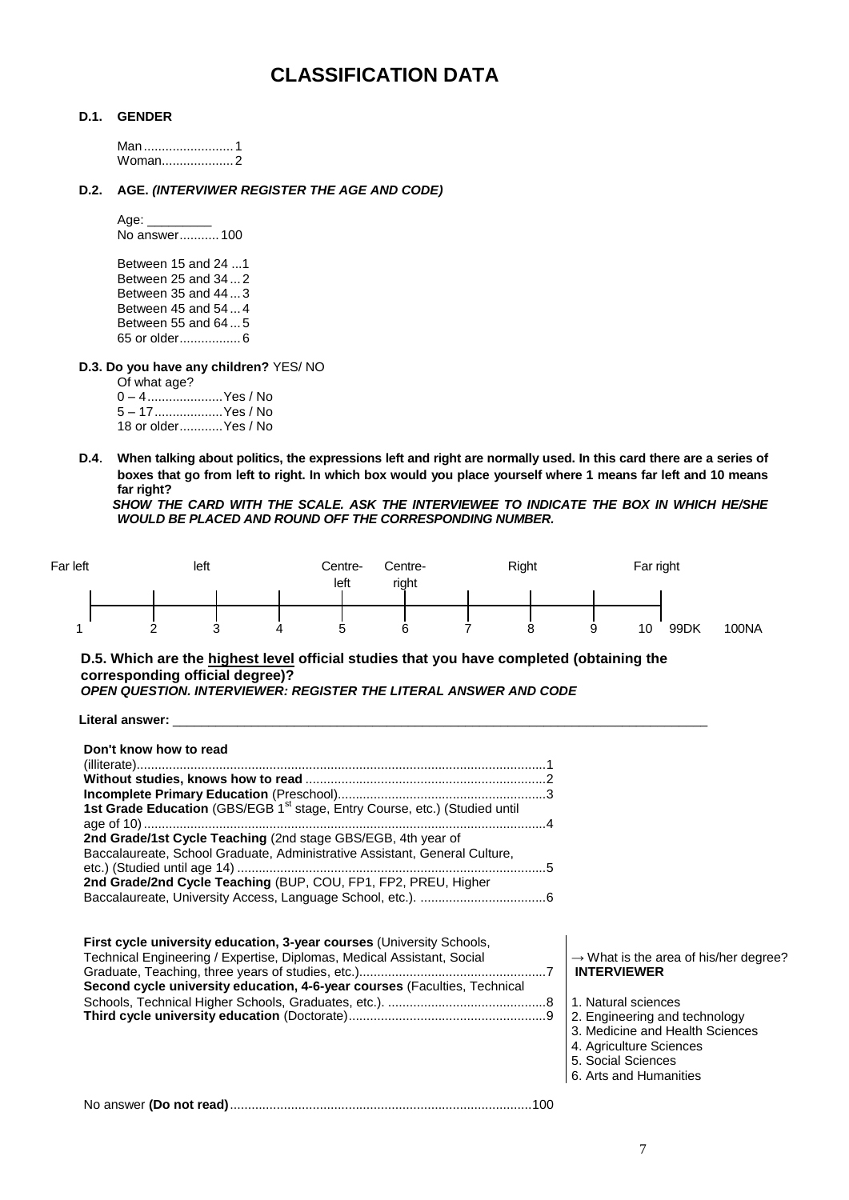# CLASSIFICATION DATA

**D.1. GENDER**

Man.........................1
Woman....................2

**D.2. AGE.** ***(INTERVIWER REGISTER THE AGE AND CODE)***

Age: _________
No answer...........100

Between 15 and 24 ...1
Between 25 and 34 ...2
Between 35 and 44 ...3
Between 45 and 54 ...4
Between 55 and 64 ...5
65 or older.................6

**D.3. Do you have any children?** YES/ NO

Of what age?
0 – 4.....................Yes / No
5 – 17...................Yes / No
18 or older............Yes / No

**D.4. When talking about politics, the expressions left and right are normally used. In this card there are a series of boxes that go from left to right. In which box would you place yourself where 1 means far left and 10 means far right?**

***SHOW THE CARD WITH THE SCALE. ASK THE INTERVIEWEE TO INDICATE THE BOX IN WHICH HE/SHE WOULD BE PLACED AND ROUND OFF THE CORRESPONDING NUMBER.***

| Far left | | left | | Centre-left | Centre-right | | Right | | Far right | | |
|---|---|---|---|---|---|---|---|---|---|---|---|
| 1 | 2 | 3 | 4 | 5 | 6 | 7 | 8 | 9 | 10 | 99DK | 100NA |

**D.5. Which are the highest level official studies that you have completed (obtaining the corresponding official degree)?**
***OPEN QUESTION. INTERVIEWER: REGISTER THE LITERAL ANSWER AND CODE***

**Literal answer:** ______________________________________________________________

**Don't know how to read** (illiterate).....................................................................................................1
**Without studies, knows how to read** ..................................................................2
**Incomplete Primary Education** (Preschool).........................................................3
**1st Grade Education** (GBS/EGB 1st stage, Entry Course, etc.) (Studied until age of 10).............................................................................................................4
**2nd Grade/1st Cycle Teaching** (2nd stage GBS/EGB, 4th year of Baccalaureate, School Graduate, Administrative Assistant, General Culture, etc.) (Studied until age 14) .....................................................................................5
**2nd Grade/2nd Cycle Teaching** (BUP, COU, FP1, FP2, PREU, Higher Baccalaureate, University Access, Language School, etc.). ..................................6

**First cycle university education, 3-year courses** (University Schools, Technical Engineering / Expertise, Diplomas, Medical Assistant, Social Graduate, Teaching, three years of studies, etc.)...................................................7
**Second cycle university education, 4-6-year courses** (Faculties, Technical Schools, Technical Higher Schools, Graduates, etc.). ...........................................8
**Third cycle university education** (Doctorate)......................................................9

→ What is the area of his/her degree? **INTERVIEWER**

1. Natural sciences
2. Engineering and technology
3. Medicine and Health Sciences
4. Agriculture Sciences
5. Social Sciences
6. Arts and Humanities

No answer **(Do not read)**...................................................................................100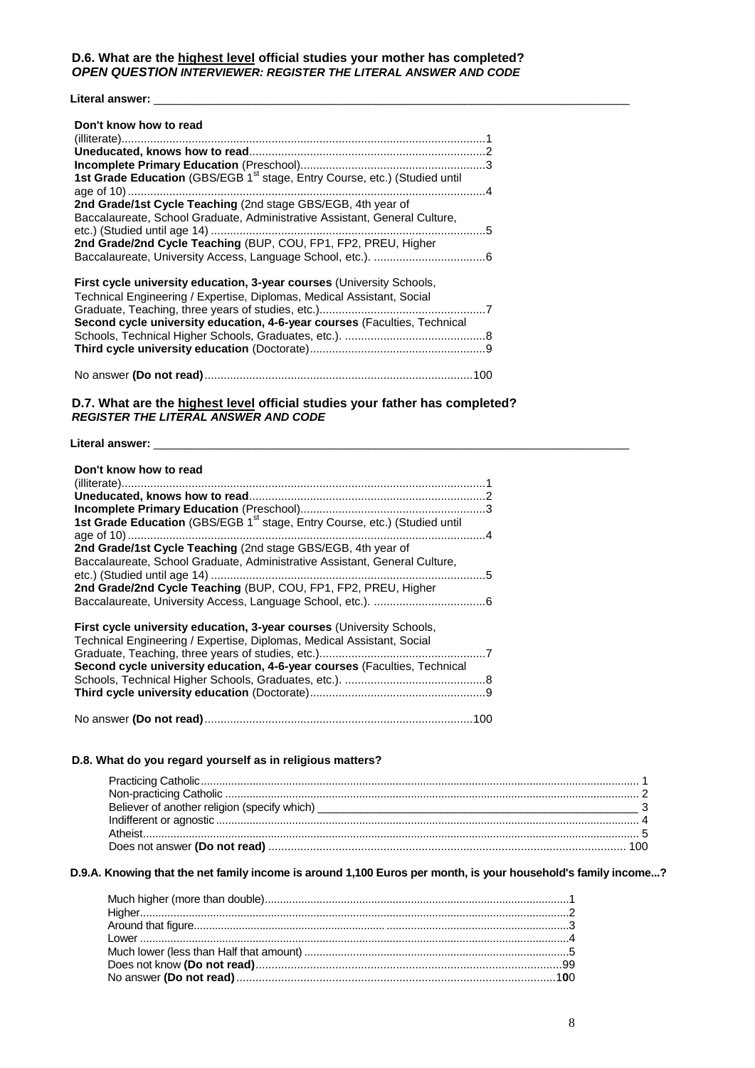**D.6. What are the <u>highest level</u> official studies your mother has completed?**
***OPEN QUESTION INTERVIEWER: REGISTER THE LITERAL ANSWER AND CODE***

**Literal answer:** ___________________________________________________________

**Don't know how to read** (illiterate)........................................................................................................1
**Uneducated, knows how to read**.........................................................................2
**Incomplete Primary Education** (Preschool).........................................................3
**1st Grade Education** (GBS/EGB 1st stage, Entry Course, etc.) (Studied until age of 10)...............................................................................................................4
**2nd Grade/1st Cycle Teaching** (2nd stage GBS/EGB, 4th year of Baccalaureate, School Graduate, Administrative Assistant, General Culture, etc.) (Studied until age 14)....................................................................................5
**2nd Grade/2nd Cycle Teaching** (BUP, COU, FP1, FP2, PREU, Higher Baccalaureate, University Access, Language School, etc.). ..................................6

**First cycle university education, 3-year courses** (University Schools, Technical Engineering / Expertise, Diplomas, Medical Assistant, Social Graduate, Teaching, three years of studies, etc.)...................................................7
**Second cycle university education, 4-6-year courses** (Faculties, Technical Schools, Technical Higher Schools, Graduates, etc.). ...........................................8
**Third cycle university education** (Doctorate)......................................................9

No answer **(Do not read)**...................................................................................100

**D.7. What are the <u>highest level</u> official studies your father has completed?**
***REGISTER THE LITERAL ANSWER AND CODE***

**Literal answer:** ___________________________________________________________

**Don't know how to read** (illiterate)........................................................................................................1
**Uneducated, knows how to read**.........................................................................2
**Incomplete Primary Education** (Preschool).........................................................3
**1st Grade Education** (GBS/EGB 1st stage, Entry Course, etc.) (Studied until age of 10)...............................................................................................................4
**2nd Grade/1st Cycle Teaching** (2nd stage GBS/EGB, 4th year of Baccalaureate, School Graduate, Administrative Assistant, General Culture, etc.) (Studied until age 14)....................................................................................5
**2nd Grade/2nd Cycle Teaching** (BUP, COU, FP1, FP2, PREU, Higher Baccalaureate, University Access, Language School, etc.). ..................................6

**First cycle university education, 3-year courses** (University Schools, Technical Engineering / Expertise, Diplomas, Medical Assistant, Social Graduate, Teaching, three years of studies, etc.)...................................................7
**Second cycle university education, 4-6-year courses** (Faculties, Technical Schools, Technical Higher Schools, Graduates, etc.). ...........................................8
**Third cycle university education** (Doctorate)......................................................9

No answer **(Do not read)**...................................................................................100

**D.8. What do you regard yourself as in religious matters?**

Practicing Catholic.............................................................................................................................. 1
Non-practicing Catholic ...................................................................................................................... 2
Believer of another religion (specify which) ________________________________________________ 3
Indifferent or agnostic ......................................................................................................................... 4
Atheist.................................................................................................................................................. 5
Does not answer **(Do not read)** ..................................................................................................... 100

**D.9.A. Knowing that the net family income is around 1,100 Euros per month, is your household's family income...?**

Much higher (more than double)...................................................................................................1
Higher...........................................................................................................................................2
Around that figure.........................................................................................................................3
Lower ...........................................................................................................................................4
Much lower (less than Half that amount) .....................................................................................5
Does not know **(Do not read)**.................................................................................................99
No answer **(Do not read)**.......................................................................................................100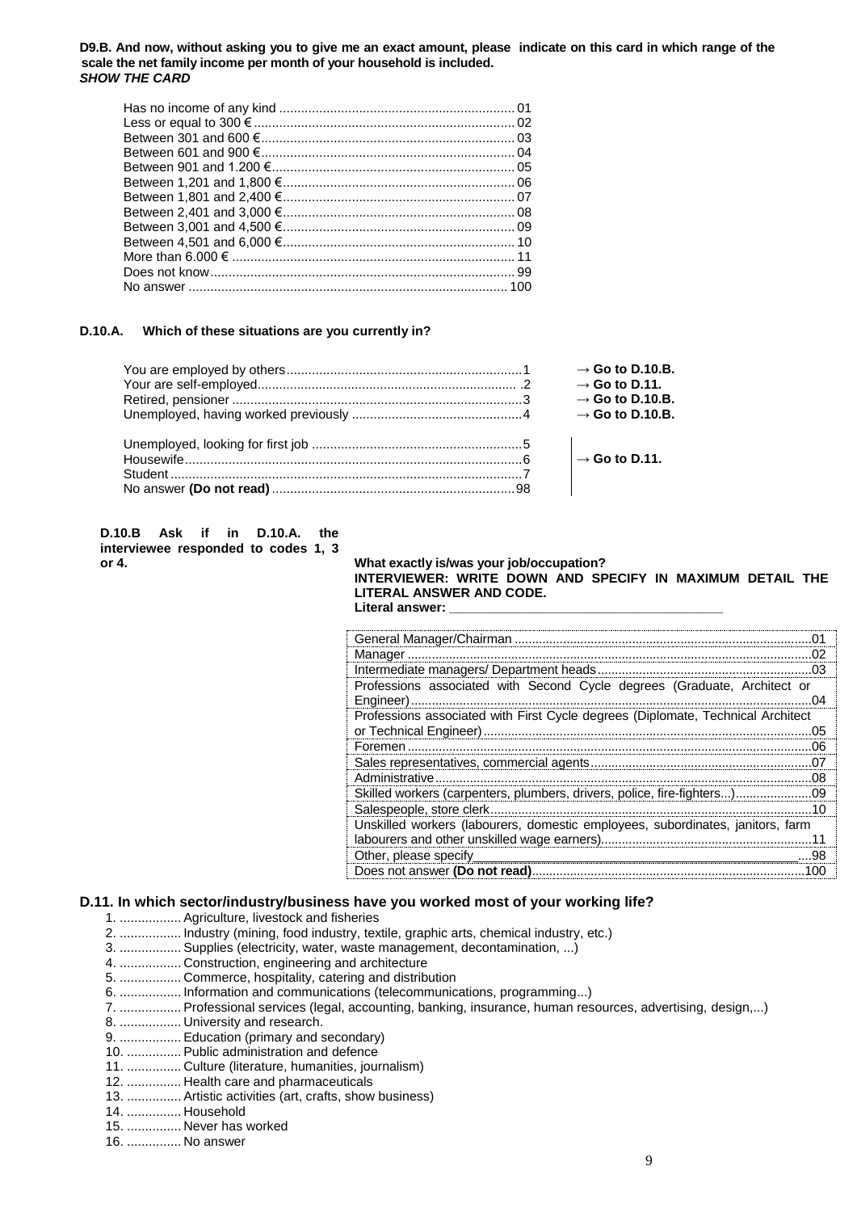**D9.B. And now, without asking you to give me an exact amount, please indicate on this card in which range of the scale the net family income per month of your household is included.**
***SHOW THE CARD***

| | |
|---|---|
| Has no income of any kind | 01 |
| Less or equal to 300 € | 02 |
| Between 301 and 600 € | 03 |
| Between 601 and 900 € | 04 |
| Between 901 and 1.200 € | 05 |
| Between 1,201 and 1,800 € | 06 |
| Between 1,801 and 2,400 € | 07 |
| Between 2,401 and 3,000 € | 08 |
| Between 3,001 and 4,500 € | 09 |
| Between 4,501 and 6,000 € | 10 |
| More than 6.000 € | 11 |
| Does not know | 99 |
| No answer | 100 |

**D.10.A. Which of these situations are you currently in?**

| | | |
|---|---|---|
| You are employed by others | 1 | **→ Go to D.10.B.** |
| Your are self-employed | 2 | **→ Go to D.11.** |
| Retired, pensioner | 3 | **→ Go to D.10.B.** |
| Unemployed, having worked previously | 4 | **→ Go to D.10.B.** |
| Unemployed, looking for first job | 5 | **→ Go to D.11.** |
| Housewife | 6 | **→ Go to D.11.** |
| Student | 7 | **→ Go to D.11.** |
| No answer **(Do not read)** | 98 | **→ Go to D.11.** |

**D.10.B Ask if in D.10.A. the interviewee responded to codes 1, 3 or 4.**

**What exactly is/was your job/occupation?**
**INTERVIEWER: WRITE DOWN AND SPECIFY IN MAXIMUM DETAIL THE LITERAL ANSWER AND CODE.**
**Literal answer: ______________________________**

| | |
|---|---|
| General Manager/Chairman | 01 |
| Manager | 02 |
| Intermediate managers/ Department heads | 03 |
| Professions associated with Second Cycle degrees (Graduate, Architect or Engineer) | 04 |
| Professions associated with First Cycle degrees (Diplomate, Technical Architect or Technical Engineer) | 05 |
| Foremen | 06 |
| Sales representatives, commercial agents | 07 |
| Administrative | 08 |
| Skilled workers (carpenters, plumbers, drivers, police, fire-fighters...) | 09 |
| Salespeople, store clerk | 10 |
| Unskilled workers (labourers, domestic employees, subordinates, janitors, farm labourers and other unskilled wage earners) | 11 |
| Other, please specify______________________________ | 98 |
| Does not answer **(Do not read)** | 100 |

**D.11. In which sector/industry/business have you worked most of your working life?**

1. Agriculture, livestock and fisheries
2. Industry (mining, food industry, textile, graphic arts, chemical industry, etc.)
3. Supplies (electricity, water, waste management, decontamination, ...)
4. Construction, engineering and architecture
5. Commerce, hospitality, catering and distribution
6. Information and communications (telecommunications, programming...)
7. Professional services (legal, accounting, banking, insurance, human resources, advertising, design,...)
8. University and research.
9. Education (primary and secondary)
10. Public administration and defence
11. Culture (literature, humanities, journalism)
12. Health care and pharmaceuticals
13. Artistic activities (art, crafts, show business)
14. Household
15. Never has worked
16. No answer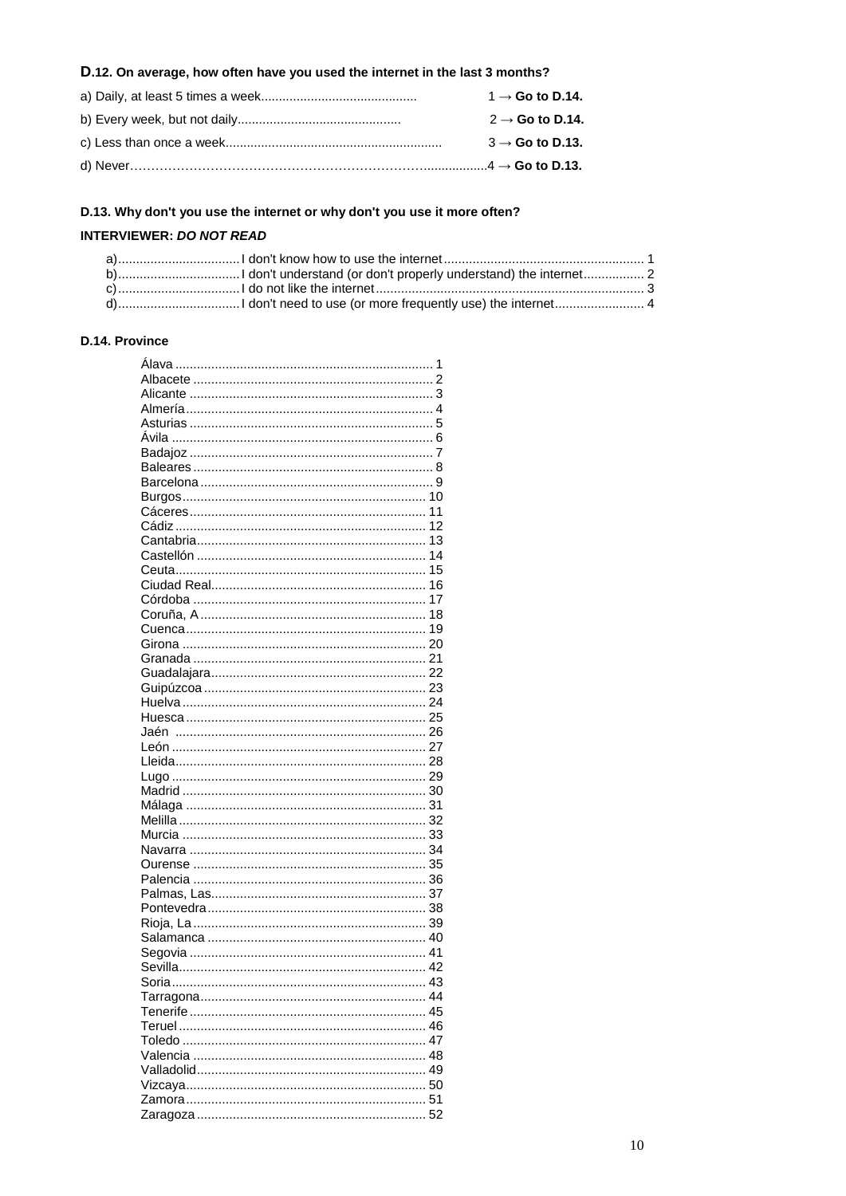**D.12. On average, how often have you used the internet in the last 3 months?**

a) Daily, at least 5 times a week........................................... 1 → **Go to D.14.**

b) Every week, but not daily............................................. 2 → **Go to D.14.**

c) Less than once a week............................................................ 3 → **Go to D.13.**

d) Never……………………………………………………………….................4 → **Go to D.13.**

**D.13. Why don't you use the internet or why don't you use it more often?**

**INTERVIEWER: *DO NOT READ***

a).................................I don't know how to use the internet...................................................... 1
b).................................I don't understand (or don't properly understand) the internet................ 2
c).................................I do not like the internet......................................................................... 3
d).................................I don't need to use (or more frequently use) the internet........................ 4

**D.14. Province**

Álava ...................................................................... 1
Albacete ................................................................. 2
Alicante .................................................................. 3
Almería................................................................... 4
Asturias .................................................................. 5
Ávila ....................................................................... 6
Badajoz .................................................................. 7
Baleares ................................................................. 8
Barcelona ............................................................... 9
Burgos.................................................................. 10
Cáceres................................................................. 11
Cádiz .................................................................... 12
Cantabria............................................................... 13
Castellón ............................................................... 14
Ceuta.................................................................... 15
Ciudad Real........................................................... 16
Córdoba ................................................................ 17
Coruña, A ............................................................. 18
Cuenca.................................................................. 19
Girona ................................................................... 20
Granada ................................................................ 21
Guadalajara........................................................... 22
Guipúzcoa ............................................................. 23
Huelva ................................................................... 24
Huesca .................................................................. 25
Jaén ..................................................................... 26
León ...................................................................... 27
Lleida..................................................................... 28
Lugo ...................................................................... 29
Madrid ................................................................... 30
Málaga .................................................................. 31
Melilla .................................................................... 32
Murcia ................................................................... 33
Navarra ................................................................. 34
Ourense ................................................................ 35
Palencia ................................................................ 36
Palmas, Las........................................................... 37
Pontevedra ............................................................ 38
Rioja, La ................................................................ 39
Salamanca ............................................................ 40
Segovia ................................................................. 41
Sevilla.................................................................... 42
Soria...................................................................... 43
Tarragona.............................................................. 44
Tenerife ................................................................. 45
Teruel .................................................................... 46
Toledo ................................................................... 47
Valencia ................................................................ 48
Valladolid............................................................... 49
Vizcaya.................................................................. 50
Zamora.................................................................. 51
Zaragoza ............................................................... 52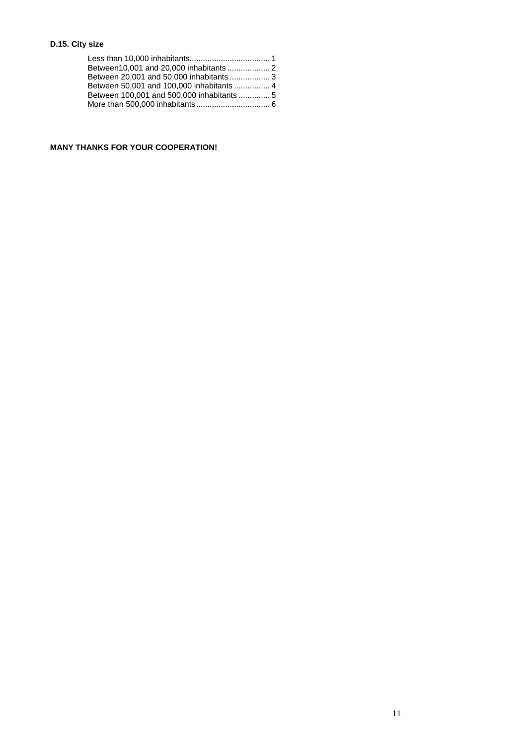**D.15. City size**

Less than 10,000 inhabitants.................................... 1
Between10,001 and 20,000 inhabitants ................... 2
Between 20,001 and 50,000 inhabitants .................. 3
Between 50,001 and 100,000 inhabitants ................ 4
Between 100,001 and 500,000 inhabitants .............. 5
More than 500,000 inhabitants................................. 6

**MANY THANKS FOR YOUR COOPERATION!**